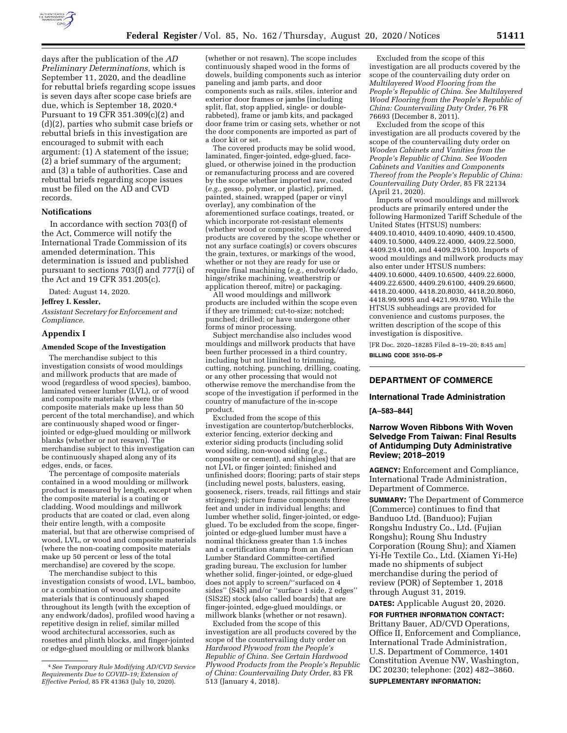days after the publication of the *AD Preliminary Determinations,* which is September 11, 2020, and the deadline for rebuttal briefs regarding scope issues is seven days after scope case briefs are due, which is September 18, 2020.[4] Pursuant to 19 CFR 351.309(c)(2) and (d)(2), parties who submit case briefs or rebuttal briefs in this investigation are encouraged to submit with each argument: (1) A statement of the issue; (2) a brief summary of the argument; and (3) a table of authorities. Case and rebuttal briefs regarding scope issues must be filed on the AD and CVD records.

## Notifications

In accordance with section 703(f) of the Act, Commerce will notify the International Trade Commission of its amended determination. This determination is issued and published pursuant to sections 703(f) and 777(i) of the Act and 19 CFR 351.205(c).

Dated: August 14, 2020.

**Jeffrey I. Kessler,**

*Assistant Secretary for Enforcement and Compliance.*

## Appendix I

### Amended Scope of the Investigation

The merchandise subject to this investigation consists of wood mouldings and millwork products that are made of wood (regardless of wood species), bamboo, laminated veneer lumber (LVL), or of wood and composite materials (where the composite materials make up less than 50 percent of the total merchandise), and which are continuously shaped wood or finger-jointed or edge-glued moulding or millwork blanks (whether or not resawn). The merchandise subject to this investigation can be continuously shaped along any of its edges, ends, or faces.

The percentage of composite materials contained in a wood moulding or millwork product is measured by length, except when the composite material is a coating or cladding. Wood mouldings and millwork products that are coated or clad, even along their entire length, with a composite material, but that are otherwise comprised of wood, LVL, or wood and composite materials (where the non-coating composite materials make up 50 percent or less of the total merchandise) are covered by the scope.

The merchandise subject to this investigation consists of wood, LVL, bamboo, or a combination of wood and composite materials that is continuously shaped throughout its length (with the exception of any endwork/dados), profiled wood having a repetitive design in relief, similar milled wood architectural accessories, such as rosettes and plinth blocks, and finger-jointed or edge-glued moulding or millwork blanks (whether or not resawn). The scope includes continuously shaped wood in the forms of dowels, building components such as interior paneling and jamb parts, and door components such as rails, stiles, interior and exterior door frames or jambs (including split, flat, stop applied, single- or double-rabbeted), frame or jamb kits, and packaged door frame trim or casing sets, whether or not the door components are imported as part of a door kit or set.

The covered products may be solid wood, laminated, finger-jointed, edge-glued, face-glued, or otherwise joined in the production or remanufacturing process and are covered by the scope whether imported raw, coated (*e.g.,* gesso, polymer, or plastic), primed, painted, stained, wrapped (paper or vinyl overlay), any combination of the aforementioned surface coatings, treated, or which incorporate rot-resistant elements (whether wood or composite). The covered products are covered by the scope whether or not any surface coating(s) or covers obscures the grain, textures, or markings of the wood, whether or not they are ready for use or require final machining (*e.g.,* endwork/dado, hinge/strike machining, weatherstrip or application thereof, mitre) or packaging.

All wood mouldings and millwork products are included within the scope even if they are trimmed; cut-to-size; notched; punched; drilled; or have undergone other forms of minor processing.

Subject merchandise also includes wood mouldings and millwork products that have been further processed in a third country, including but not limited to trimming, cutting, notching, punching, drilling, coating, or any other processing that would not otherwise remove the merchandise from the scope of the investigation if performed in the country of manufacture of the in-scope product.

Excluded from the scope of this investigation are countertop/butcherblocks, exterior fencing, exterior decking and exterior siding products (including solid wood siding, non-wood siding (*e.g.,* composite or cement), and shingles) that are not LVL or finger jointed; finished and unfinished doors; flooring; parts of stair steps (including newel posts, balusters, easing, gooseneck, risers, treads, rail fittings and stair stringers); picture frame components three feet and under in individual lengths; and lumber whether solid, finger-jointed, or edge-glued. To be excluded from the scope, finger-jointed or edge-glued lumber must have a nominal thickness greater than 1.5 inches and a certification stamp from an American Lumber Standard Committee-certified grading bureau. The exclusion for lumber whether solid, finger-jointed, or edge-glued does not apply to screen/''surfaced on 4 sides'' (S4S) and/or ''surface 1 side, 2 edges'' (S1S2E) stock (also called boards) that are finger-jointed, edge-glued mouldings, or millwork blanks (whether or not resawn).

Excluded from the scope of this investigation are all products covered by the scope of the countervailing duty order on *Hardwood Plywood from the People's Republic of China. See Certain Hardwood Plywood Products from the People's Republic of China: Countervailing Duty Order,* 83 FR 513 (January 4, 2018).

Excluded from the scope of this investigation are all products covered by the scope of the countervailing duty order on *Multilayered Wood Flooring from the People's Republic of China. See Multilayered Wood Flooring from the People's Republic of China: Countervailing Duty Order,* 76 FR 76693 (December 8, 2011).

Excluded from the scope of this investigation are all products covered by the scope of the countervailing duty order on *Wooden Cabinets and Vanities from the People's Republic of China. See Wooden Cabinets and Vanities and Components Thereof from the People's Republic of China: Countervailing Duty Order,* 85 FR 22134 (April 21, 2020).

Imports of wood mouldings and millwork products are primarily entered under the following Harmonized Tariff Schedule of the United States (HTSUS) numbers: 4409.10.4010, 4409.10.4090, 4409.10.4500, 4409.10.5000, 4409.22.4000, 4409.22.5000, 4409.29.4100, and 4409.29.5100. Imports of wood mouldings and millwork products may also enter under HTSUS numbers: 4409.10.6000, 4409.10.6500, 4409.22.6000, 4409.22.6500, 4409.29.6100, 4409.29.6600, 4418.20.4000, 4418.20.8030, 4418.20.8060, 4418.99.9095 and 4421.99.9780. While the HTSUS subheadings are provided for convenience and customs purposes, the written description of the scope of this investigation is dispositive.

[FR Doc. 2020–18285 Filed 8–19–20; 8:45 am]

**BILLING CODE 3510–DS–P**

---

[4] *See Temporary Rule Modifying AD/CVD Service Requirements Due to COVID–19; Extension of Effective Period,* 85 FR 41363 (July 10, 2020).

---

## DEPARTMENT OF COMMERCE

### International Trade Administration

**[A–583–844]**

### Narrow Woven Ribbons With Woven Selvedge From Taiwan: Final Results of Antidumping Duty Administrative Review; 2018–2019

**AGENCY:** Enforcement and Compliance, International Trade Administration, Department of Commerce.

**SUMMARY:** The Department of Commerce (Commerce) continues to find that Banduoo Ltd. (Banduoo); Fujian Rongshu Industry Co., Ltd. (Fujian Rongshu); Roung Shu Industry Corporation (Roung Shu); and Xiamen Yi-He Textile Co., Ltd. (Xiamen Yi-He) made no shipments of subject merchandise during the period of review (POR) of September 1, 2018 through August 31, 2019.

**DATES:** Applicable August 20, 2020.

**FOR FURTHER INFORMATION CONTACT:** Brittany Bauer, AD/CVD Operations, Office II, Enforcement and Compliance, International Trade Administration, U.S. Department of Commerce, 1401 Constitution Avenue NW, Washington, DC 20230; telephone: (202) 482–3860.

**SUPPLEMENTARY INFORMATION:**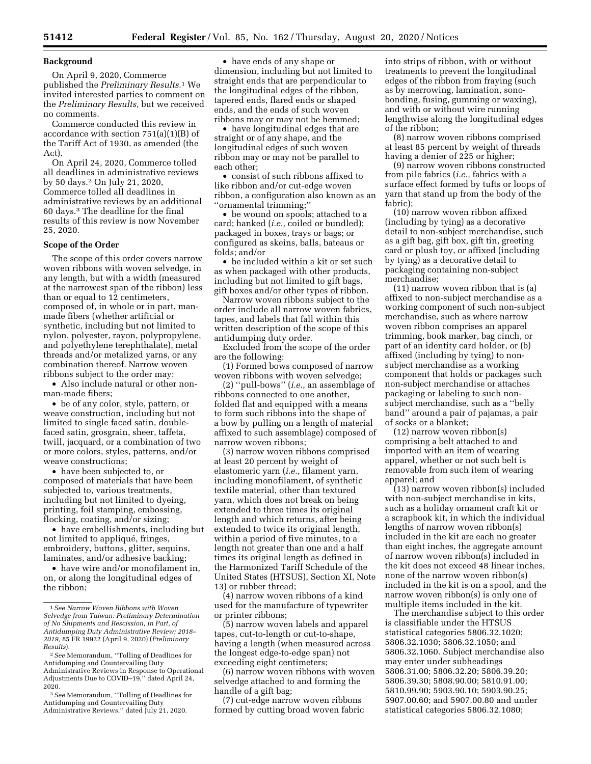## Background

On April 9, 2020, Commerce published the *Preliminary Results.*[1] We invited interested parties to comment on the *Preliminary Results,* but we received no comments.

Commerce conducted this review in accordance with section 751(a)(1)(B) of the Tariff Act of 1930, as amended (the Act).

On April 24, 2020, Commerce tolled all deadlines in administrative reviews by 50 days.[2] On July 21, 2020, Commerce tolled all deadlines in administrative reviews by an additional 60 days.[3] The deadline for the final results of this review is now November 25, 2020.

## Scope of the Order

The scope of this order covers narrow woven ribbons with woven selvedge, in any length, but with a width (measured at the narrowest span of the ribbon) less than or equal to 12 centimeters, composed of, in whole or in part, man-made fibers (whether artificial or synthetic, including but not limited to nylon, polyester, rayon, polypropylene, and polyethylene terephthalate), metal threads and/or metalized yarns, or any combination thereof. Narrow woven ribbons subject to the order may:

- Also include natural or other non-man-made fibers;
- be of any color, style, pattern, or weave construction, including but not limited to single faced satin, double-faced satin, grosgrain, sheer, taffeta, twill, jacquard, or a combination of two or more colors, styles, patterns, and/or weave constructions;
- have been subjected to, or composed of materials that have been subjected to, various treatments, including but not limited to dyeing, printing, foil stamping, embossing, flocking, coating, and/or sizing;
- have embellishments, including but not limited to appliqué, fringes, embroidery, buttons, glitter, sequins, laminates, and/or adhesive backing;
- have wire and/or monofilament in, on, or along the longitudinal edges of the ribbon;
- have ends of any shape or dimension, including but not limited to straight ends that are perpendicular to the longitudinal edges of the ribbon, tapered ends, flared ends or shaped ends, and the ends of such woven ribbons may or may not be hemmed;
- have longitudinal edges that are straight or of any shape, and the longitudinal edges of such woven ribbon may or may not be parallel to each other;
- consist of such ribbons affixed to like ribbon and/or cut-edge woven ribbon, a configuration also known as an "ornamental trimming;"
- be wound on spools; attached to a card; hanked (*i.e.,* coiled or bundled); packaged in boxes, trays or bags; or configured as skeins, balls, bateaus or folds; and/or
- be included within a kit or set such as when packaged with other products, including but not limited to gift bags, gift boxes and/or other types of ribbon.

Narrow woven ribbons subject to the order include all narrow woven fabrics, tapes, and labels that fall within this written description of the scope of this antidumping duty order.

Excluded from the scope of the order are the following:

(1) Formed bows composed of narrow woven ribbons with woven selvedge;

(2) "pull-bows" (*i.e.,* an assemblage of ribbons connected to one another, folded flat and equipped with a means to form such ribbons into the shape of a bow by pulling on a length of material affixed to such assemblage) composed of narrow woven ribbons;

(3) narrow woven ribbons comprised at least 20 percent by weight of elastomeric yarn (*i.e.,* filament yarn, including monofilament, of synthetic textile material, other than textured yarn, which does not break on being extended to three times its original length and which returns, after being extended to twice its original length, within a period of five minutes, to a length not greater than one and a half times its original length as defined in the Harmonized Tariff Schedule of the United States (HTSUS), Section XI, Note 13) or rubber thread;

(4) narrow woven ribbons of a kind used for the manufacture of typewriter or printer ribbons;

(5) narrow woven labels and apparel tapes, cut-to-length or cut-to-shape, having a length (when measured across the longest edge-to-edge span) not exceeding eight centimeters;

(6) narrow woven ribbons with woven selvedge attached to and forming the handle of a gift bag;

(7) cut-edge narrow woven ribbons formed by cutting broad woven fabric into strips of ribbon, with or without treatments to prevent the longitudinal edges of the ribbon from fraying (such as by merrowing, lamination, sono-bonding, fusing, gumming or waxing), and with or without wire running lengthwise along the longitudinal edges of the ribbon;

(8) narrow woven ribbons comprised at least 85 percent by weight of threads having a denier of 225 or higher;

(9) narrow woven ribbons constructed from pile fabrics (*i.e.,* fabrics with a surface effect formed by tufts or loops of yarn that stand up from the body of the fabric);

(10) narrow woven ribbon affixed (including by tying) as a decorative detail to non-subject merchandise, such as a gift bag, gift box, gift tin, greeting card or plush toy, or affixed (including by tying) as a decorative detail to packaging containing non-subject merchandise;

(11) narrow woven ribbon that is (a) affixed to non-subject merchandise as a working component of such non-subject merchandise, such as where narrow woven ribbon comprises an apparel trimming, book marker, bag cinch, or part of an identity card holder, or (b) affixed (including by tying) to non-subject merchandise as a working component that holds or packages such non-subject merchandise or attaches packaging or labeling to such non-subject merchandise, such as a "belly band" around a pair of pajamas, a pair of socks or a blanket;

(12) narrow woven ribbon(s) comprising a belt attached to and imported with an item of wearing apparel, whether or not such belt is removable from such item of wearing apparel; and

(13) narrow woven ribbon(s) included with non-subject merchandise in kits, such as a holiday ornament craft kit or a scrapbook kit, in which the individual lengths of narrow woven ribbon(s) included in the kit are each no greater than eight inches, the aggregate amount of narrow woven ribbon(s) included in the kit does not exceed 48 linear inches, none of the narrow woven ribbon(s) included in the kit is on a spool, and the narrow woven ribbon(s) is only one of multiple items included in the kit.

The merchandise subject to this order is classifiable under the HTSUS statistical categories 5806.32.1020; 5806.32.1030; 5806.32.1050; and 5806.32.1060. Subject merchandise also may enter under subheadings 5806.31.00; 5806.32.20; 5806.39.20; 5806.39.30; 5808.90.00; 5810.91.00; 5810.99.90; 5903.90.10; 5903.90.25; 5907.00.60; and 5907.00.80 and under statistical categories 5806.32.1080;

---

[1] *See Narrow Woven Ribbons with Woven Selvedge from Taiwan: Preliminary Determination of No Shipments and Rescission, in Part, of Antidumping Duty Administrative Review; 2018–2019,* 85 FR 19922 (April 9, 2020) (*Preliminary Results*).

[2] *See* Memorandum, "Tolling of Deadlines for Antidumping and Countervailing Duty Administrative Reviews in Response to Operational Adjustments Due to COVID–19," dated April 24, 2020.

[3] *See* Memorandum, "Tolling of Deadlines for Antidumping and Countervailing Duty Administrative Reviews," dated July 21, 2020.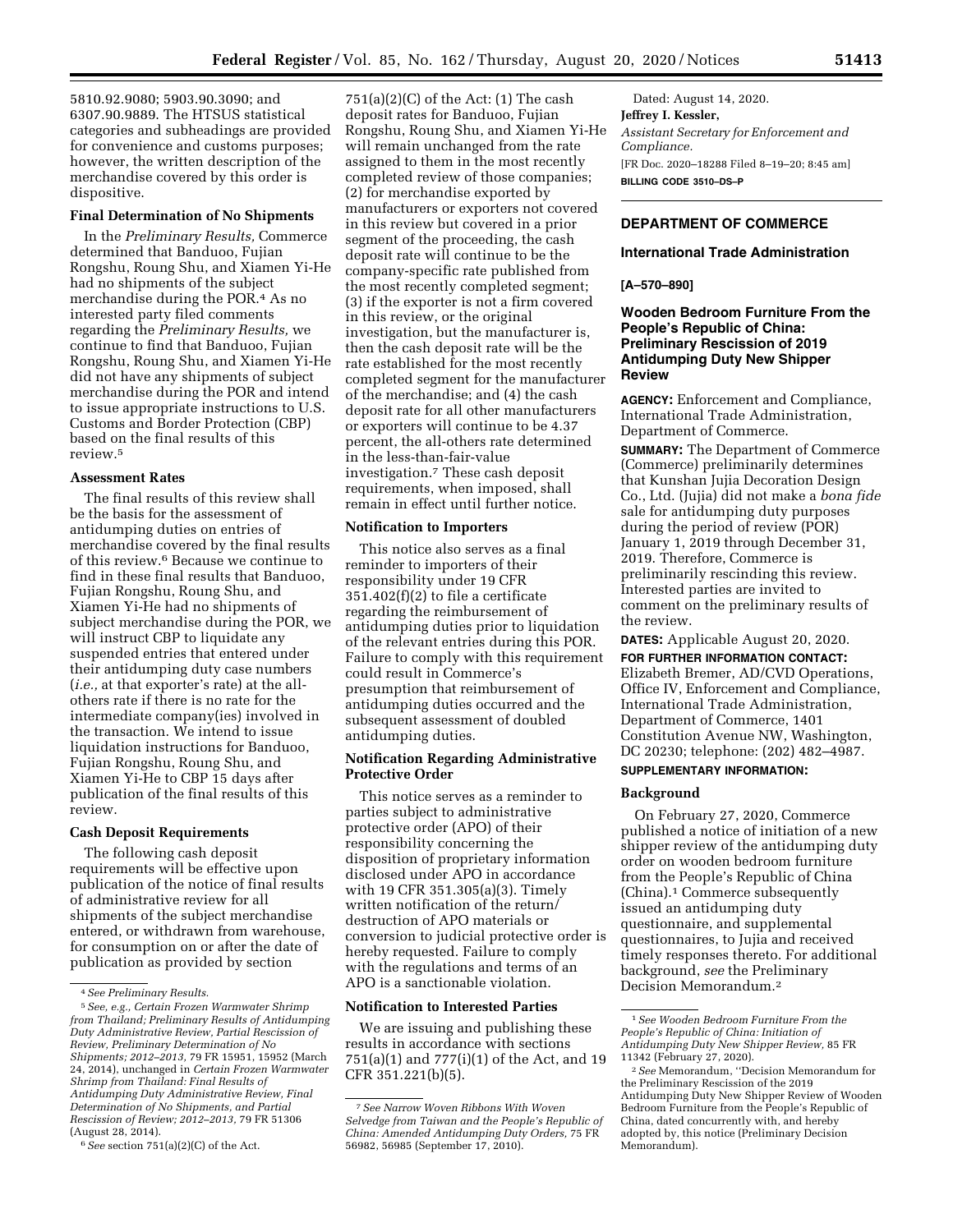5810.92.9080; 5903.90.3090; and 6307.90.9889. The HTSUS statistical categories and subheadings are provided for convenience and customs purposes; however, the written description of the merchandise covered by this order is dispositive.

### Final Determination of No Shipments

In the *Preliminary Results,* Commerce determined that Banduoo, Fujian Rongshu, Roung Shu, and Xiamen Yi-He had no shipments of the subject merchandise during the POR.[4] As no interested party filed comments regarding the *Preliminary Results,* we continue to find that Banduoo, Fujian Rongshu, Roung Shu, and Xiamen Yi-He did not have any shipments of subject merchandise during the POR and intend to issue appropriate instructions to U.S. Customs and Border Protection (CBP) based on the final results of this review.[5]

### Assessment Rates

The final results of this review shall be the basis for the assessment of antidumping duties on entries of merchandise covered by the final results of this review.[6] Because we continue to find in these final results that Banduoo, Fujian Rongshu, Roung Shu, and Xiamen Yi-He had no shipments of subject merchandise during the POR, we will instruct CBP to liquidate any suspended entries that entered under their antidumping duty case numbers (*i.e.,* at that exporter's rate) at the all-others rate if there is no rate for the intermediate company(ies) involved in the transaction. We intend to issue liquidation instructions for Banduoo, Fujian Rongshu, Roung Shu, and Xiamen Yi-He to CBP 15 days after publication of the final results of this review.

### Cash Deposit Requirements

The following cash deposit requirements will be effective upon publication of the notice of final results of administrative review for all shipments of the subject merchandise entered, or withdrawn from warehouse, for consumption on or after the date of publication as provided by section 751(a)(2)(C) of the Act: (1) The cash deposit rates for Banduoo, Fujian Rongshu, Roung Shu, and Xiamen Yi-He will remain unchanged from the rate assigned to them in the most recently completed review of those companies; (2) for merchandise exported by manufacturers or exporters not covered in this review but covered in a prior segment of the proceeding, the cash deposit rate will continue to be the company-specific rate published from the most recently completed segment; (3) if the exporter is not a firm covered in this review, or the original investigation, but the manufacturer is, then the cash deposit rate will be the rate established for the most recently completed segment for the manufacturer of the merchandise; and (4) the cash deposit rate for all other manufacturers or exporters will continue to be 4.37 percent, the all-others rate determined in the less-than-fair-value investigation.[7] These cash deposit requirements, when imposed, shall remain in effect until further notice.

### Notification to Importers

This notice also serves as a final reminder to importers of their responsibility under 19 CFR 351.402(f)(2) to file a certificate regarding the reimbursement of antidumping duties prior to liquidation of the relevant entries during this POR. Failure to comply with this requirement could result in Commerce's presumption that reimbursement of antidumping duties occurred and the subsequent assessment of doubled antidumping duties.

### Notification Regarding Administrative Protective Order

This notice serves as a reminder to parties subject to administrative protective order (APO) of their responsibility concerning the disposition of proprietary information disclosed under APO in accordance with 19 CFR 351.305(a)(3). Timely written notification of the return/destruction of APO materials or conversion to judicial protective order is hereby requested. Failure to comply with the regulations and terms of an APO is a sanctionable violation.

### Notification to Interested Parties

We are issuing and publishing these results in accordance with sections 751(a)(1) and 777(i)(1) of the Act, and 19 CFR 351.221(b)(5).

Dated: August 14, 2020.

**Jeffrey I. Kessler,**

*Assistant Secretary for Enforcement and Compliance.*

[FR Doc. 2020–18288 Filed 8–19–20; 8:45 am]

**BILLING CODE 3510–DS–P**

[4] *See Preliminary Results.*

[5] *See, e.g., Certain Frozen Warmwater Shrimp from Thailand; Preliminary Results of Antidumping Duty Administrative Review, Partial Rescission of Review, Preliminary Determination of No Shipments; 2012–2013,* 79 FR 15951, 15952 (March 24, 2014), unchanged in *Certain Frozen Warmwater Shrimp from Thailand: Final Results of Antidumping Duty Administrative Review, Final Determination of No Shipments, and Partial Rescission of Review; 2012–2013,* 79 FR 51306 (August 28, 2014).

[6] *See* section 751(a)(2)(C) of the Act.

[7] *See Narrow Woven Ribbons With Woven Selvedge from Taiwan and the People's Republic of China: Amended Antidumping Duty Orders,* 75 FR 56982, 56985 (September 17, 2010).

---

## DEPARTMENT OF COMMERCE

### International Trade Administration

**[A–570–890]**

## Wooden Bedroom Furniture From the People's Republic of China: Preliminary Rescission of 2019 Antidumping Duty New Shipper Review

**AGENCY:** Enforcement and Compliance, International Trade Administration, Department of Commerce.

**SUMMARY:** The Department of Commerce (Commerce) preliminarily determines that Kunshan Jujia Decoration Design Co., Ltd. (Jujia) did not make a *bona fide* sale for antidumping duty purposes during the period of review (POR) January 1, 2019 through December 31, 2019. Therefore, Commerce is preliminarily rescinding this review. Interested parties are invited to comment on the preliminary results of the review.

**DATES:** Applicable August 20, 2020.

**FOR FURTHER INFORMATION CONTACT:** Elizabeth Bremer, AD/CVD Operations, Office IV, Enforcement and Compliance, International Trade Administration, Department of Commerce, 1401 Constitution Avenue NW, Washington, DC 20230; telephone: (202) 482–4987.

**SUPPLEMENTARY INFORMATION:**

### Background

On February 27, 2020, Commerce published a notice of initiation of a new shipper review of the antidumping duty order on wooden bedroom furniture from the People's Republic of China (China).[1] Commerce subsequently issued an antidumping duty questionnaire, and supplemental questionnaires, to Jujia and received timely responses thereto. For additional background, *see* the Preliminary Decision Memorandum.[2]

[1] *See Wooden Bedroom Furniture From the People's Republic of China: Initiation of Antidumping Duty New Shipper Review,* 85 FR 11342 (February 27, 2020).

[2] *See* Memorandum, ''Decision Memorandum for the Preliminary Rescission of the 2019 Antidumping Duty New Shipper Review of Wooden Bedroom Furniture from the People's Republic of China, dated concurrently with, and hereby adopted by, this notice (Preliminary Decision Memorandum).